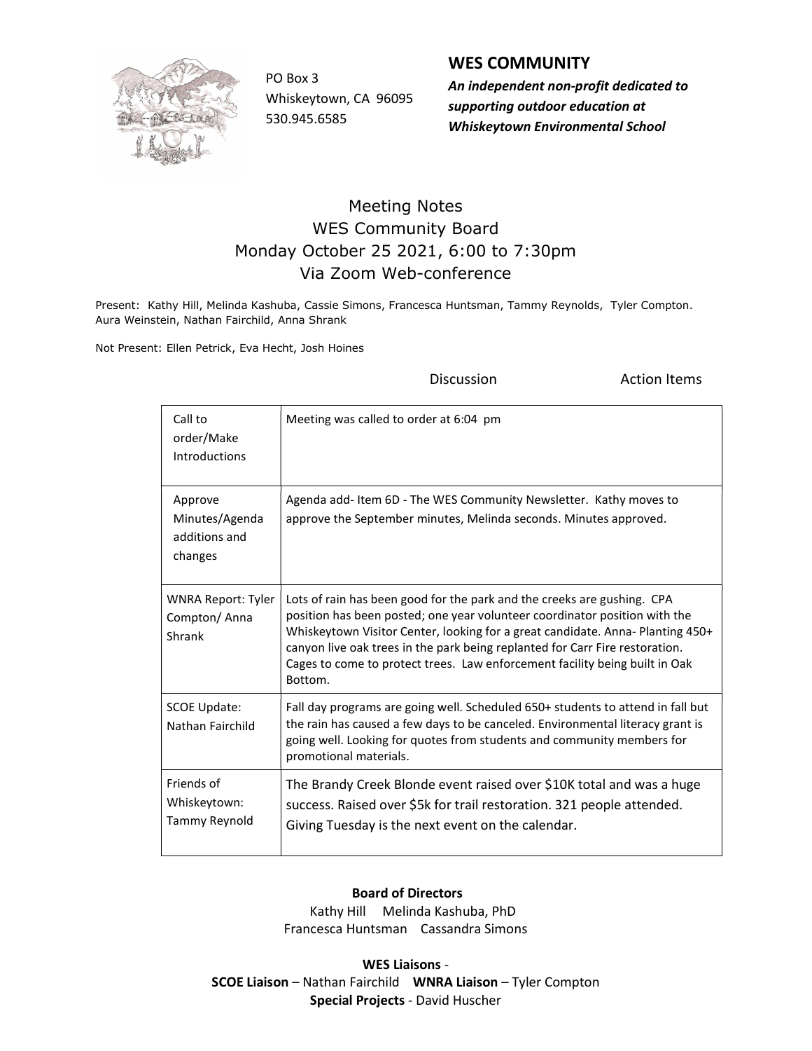PO Box 3
Whiskeytown, CA 96095
530.945.6585

## WES COMMUNITY

***An independent non-profit dedicated to supporting outdoor education at Whiskeytown Environmental School***

# Meeting Notes
## WES Community Board
## Monday October 25 2021, 6:00 to 7:30pm
## Via Zoom Web-conference

Present: Kathy Hill, Melinda Kashuba, Cassie Simons, Francesca Huntsman, Tammy Reynolds, Tyler Compton. Aura Weinstein, Nathan Fairchild, Anna Shrank

Not Present: Ellen Petrick, Eva Hecht, Josh Hoines

| | Discussion | Action Items |
|---|---|---|
| Call to order/Make Introductions | Meeting was called to order at 6:04 pm | |
| Approve Minutes/Agenda additions and changes | Agenda add- Item 6D - The WES Community Newsletter. Kathy moves to approve the September minutes, Melinda seconds. Minutes approved. | |
| WNRA Report: Tyler Compton/ Anna Shrank | Lots of rain has been good for the park and the creeks are gushing. CPA position has been posted; one year volunteer coordinator position with the Whiskeytown Visitor Center, looking for a great candidate. Anna- Planting 450+ canyon live oak trees in the park being replanted for Carr Fire restoration. Cages to come to protect trees. Law enforcement facility being built in Oak Bottom. | |
| SCOE Update: Nathan Fairchild | Fall day programs are going well. Scheduled 650+ students to attend in fall but the rain has caused a few days to be canceled. Environmental literacy grant is going well. Looking for quotes from students and community members for promotional materials. | |
| Friends of Whiskeytown: Tammy Reynold | The Brandy Creek Blonde event raised over $10K total and was a huge success. Raised over $5k for trail restoration. 321 people attended. Giving Tuesday is the next event on the calendar. | |

**Board of Directors**
Kathy Hill Melinda Kashuba, PhD
Francesca Huntsman Cassandra Simons

**WES Liaisons** -
**SCOE Liaison** – Nathan Fairchild **WNRA Liaison** – Tyler Compton
**Special Projects** - David Huscher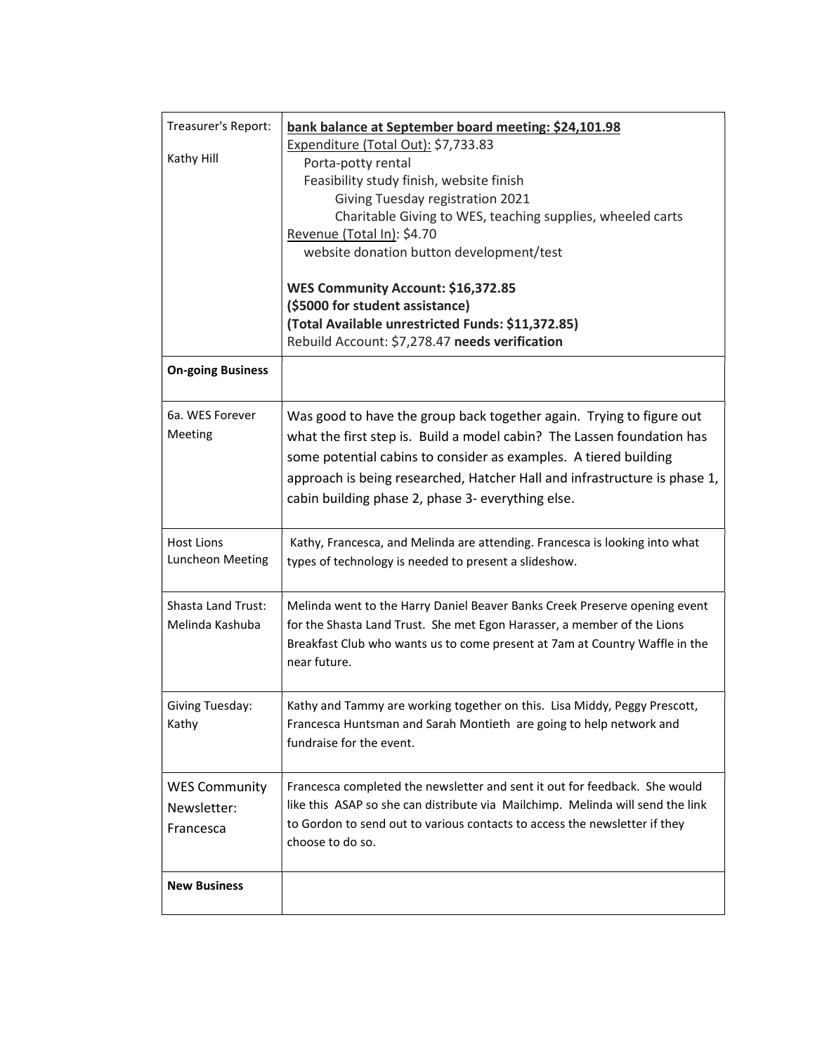| Treasurer's Report:<br><br>Kathy Hill | <u>**bank balance at September board meeting: $24,101.98**</u><br><u>Expenditure (Total Out):</u> $7,733.83<br>Porta-potty rental<br>Feasibility study finish, website finish<br>Giving Tuesday registration 2021<br>Charitable Giving to WES, teaching supplies, wheeled carts<br><u>Revenue (Total In)</u>: $4.70<br>website donation button development/test<br><br>**WES Community Account: $16,372.85**<br>**($5000 for student assistance)**<br>**(Total Available unrestricted Funds: $11,372.85)**<br>Rebuild Account: $7,278.47 **needs verification** |
|---|---|
| **On-going Business** | |
| 6a. WES Forever Meeting | Was good to have the group back together again. Trying to figure out what the first step is. Build a model cabin? The Lassen foundation has some potential cabins to consider as examples. A tiered building approach is being researched, Hatcher Hall and infrastructure is phase 1, cabin building phase 2, phase 3- everything else. |
| Host Lions Luncheon Meeting | Kathy, Francesca, and Melinda are attending. Francesca is looking into what types of technology is needed to present a slideshow. |
| Shasta Land Trust: Melinda Kashuba | Melinda went to the Harry Daniel Beaver Banks Creek Preserve opening event for the Shasta Land Trust. She met Egon Harasser, a member of the Lions Breakfast Club who wants us to come present at 7am at Country Waffle in the near future. |
| Giving Tuesday: Kathy | Kathy and Tammy are working together on this. Lisa Middy, Peggy Prescott, Francesca Huntsman and Sarah Montieth are going to help network and fundraise for the event. |
| WES Community Newsletter: Francesca | Francesca completed the newsletter and sent it out for feedback. She would like this ASAP so she can distribute via Mailchimp. Melinda will send the link to Gordon to send out to various contacts to access the newsletter if they choose to do so. |
| **New Business** | |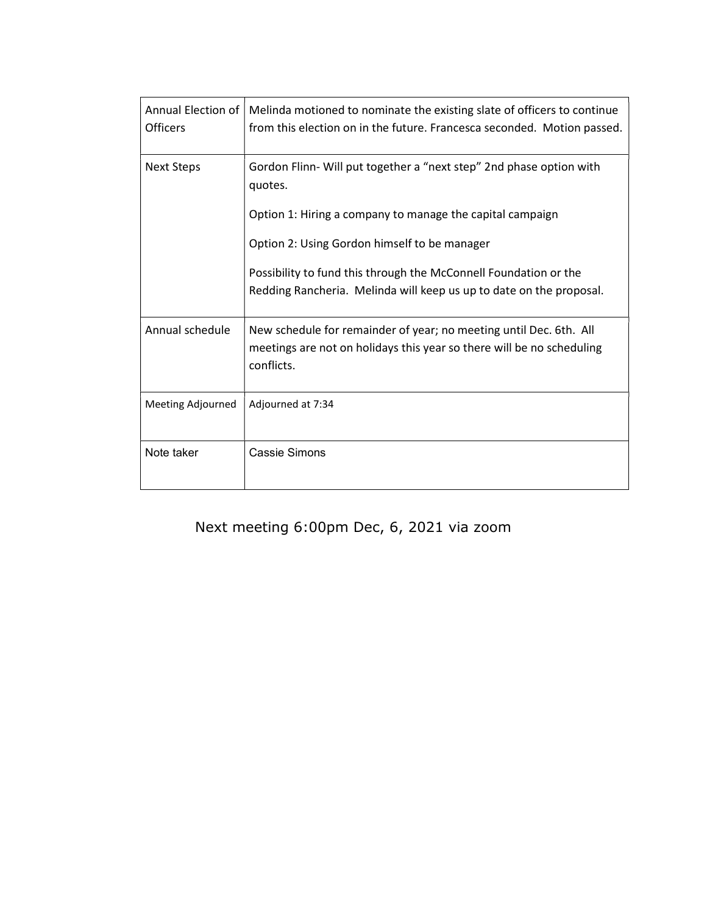| | |
|---|---|
| Annual Election of Officers | Melinda motioned to nominate the existing slate of officers to continue from this election on in the future. Francesca seconded. Motion passed. |
| Next Steps | Gordon Flinn- Will put together a "next step" 2nd phase option with quotes.<br><br>Option 1: Hiring a company to manage the capital campaign<br><br>Option 2: Using Gordon himself to be manager<br><br>Possibility to fund this through the McConnell Foundation or the Redding Rancheria. Melinda will keep us up to date on the proposal. |
| Annual schedule | New schedule for remainder of year; no meeting until Dec. 6th. All meetings are not on holidays this year so there will be no scheduling conflicts. |
| Meeting Adjourned | Adjourned at 7:34 |
| Note taker | Cassie Simons |

Next meeting 6:00pm Dec, 6, 2021 via zoom